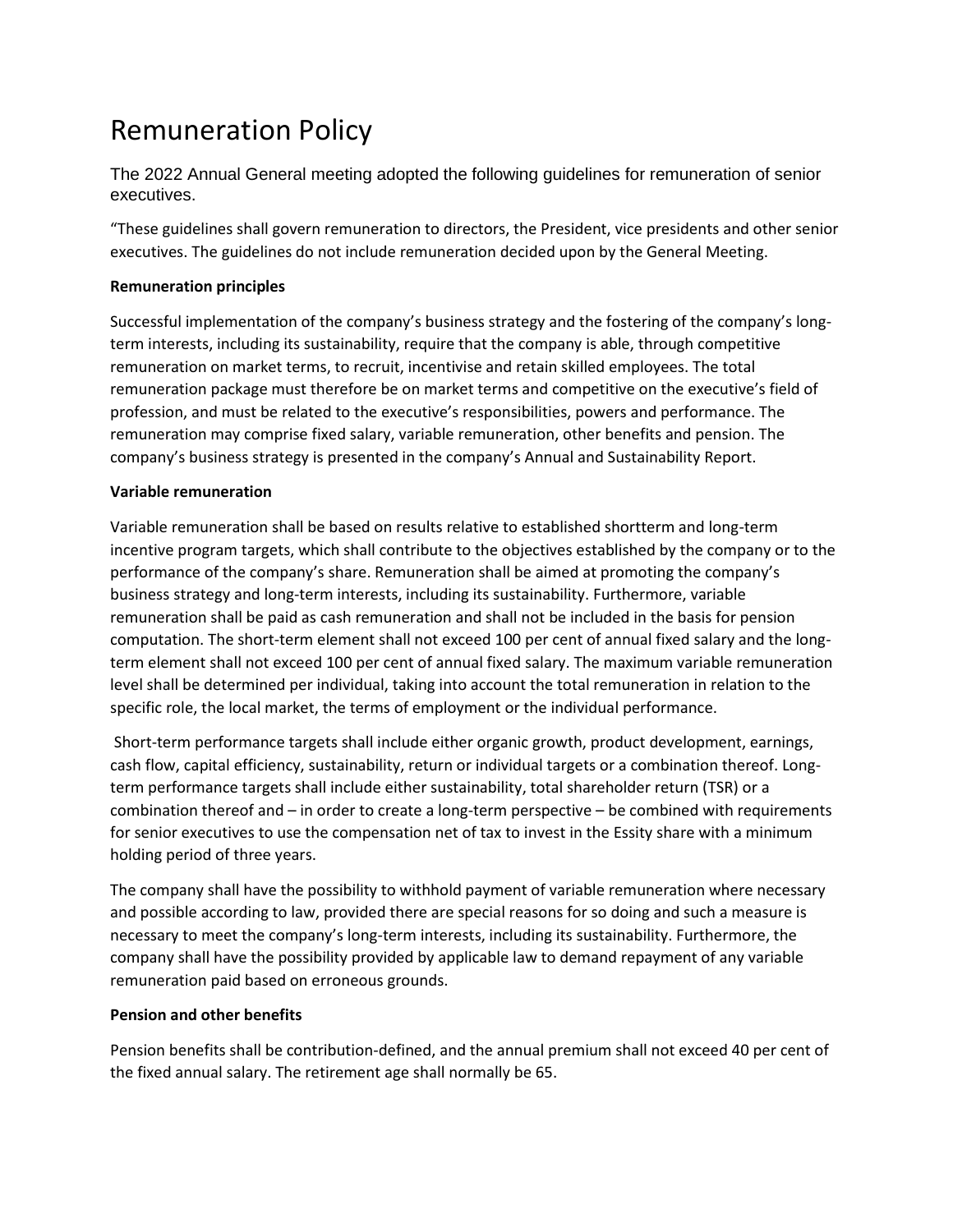# Remuneration Policy

The 2022 Annual General meeting adopted the following guidelines for remuneration of senior executives.

"These guidelines shall govern remuneration to directors, the President, vice presidents and other senior executives. The guidelines do not include remuneration decided upon by the General Meeting.

**Remuneration principles**

Successful implementation of the company's business strategy and the fostering of the company's long-term interests, including its sustainability, require that the company is able, through competitive remuneration on market terms, to recruit, incentivise and retain skilled employees. The total remuneration package must therefore be on market terms and competitive on the executive's field of profession, and must be related to the executive's responsibilities, powers and performance. The remuneration may comprise fixed salary, variable remuneration, other benefits and pension. The company's business strategy is presented in the company's Annual and Sustainability Report.

**Variable remuneration**

Variable remuneration shall be based on results relative to established shortterm and long-term incentive program targets, which shall contribute to the objectives established by the company or to the performance of the company's share. Remuneration shall be aimed at promoting the company's business strategy and long-term interests, including its sustainability. Furthermore, variable remuneration shall be paid as cash remuneration and shall not be included in the basis for pension computation. The short-term element shall not exceed 100 per cent of annual fixed salary and the long-term element shall not exceed 100 per cent of annual fixed salary. The maximum variable remuneration level shall be determined per individual, taking into account the total remuneration in relation to the specific role, the local market, the terms of employment or the individual performance.

Short-term performance targets shall include either organic growth, product development, earnings, cash flow, capital efficiency, sustainability, return or individual targets or a combination thereof. Long-term performance targets shall include either sustainability, total shareholder return (TSR) or a combination thereof and – in order to create a long-term perspective – be combined with requirements for senior executives to use the compensation net of tax to invest in the Essity share with a minimum holding period of three years.

The company shall have the possibility to withhold payment of variable remuneration where necessary and possible according to law, provided there are special reasons for so doing and such a measure is necessary to meet the company's long-term interests, including its sustainability. Furthermore, the company shall have the possibility provided by applicable law to demand repayment of any variable remuneration paid based on erroneous grounds.

**Pension and other benefits**

Pension benefits shall be contribution-defined, and the annual premium shall not exceed 40 per cent of the fixed annual salary. The retirement age shall normally be 65.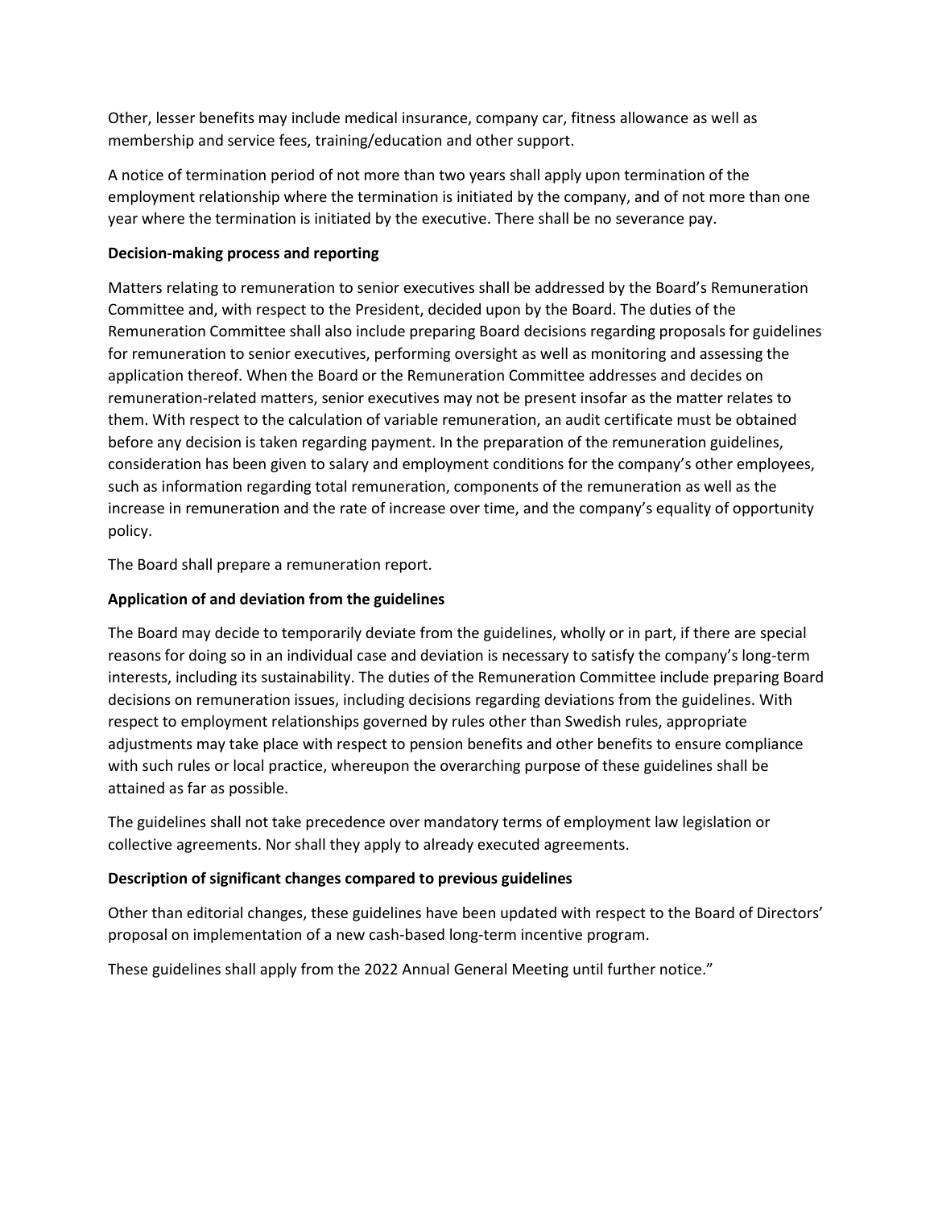Other, lesser benefits may include medical insurance, company car, fitness allowance as well as membership and service fees, training/education and other support.

A notice of termination period of not more than two years shall apply upon termination of the employment relationship where the termination is initiated by the company, and of not more than one year where the termination is initiated by the executive. There shall be no severance pay.

**Decision-making process and reporting**

Matters relating to remuneration to senior executives shall be addressed by the Board's Remuneration Committee and, with respect to the President, decided upon by the Board. The duties of the Remuneration Committee shall also include preparing Board decisions regarding proposals for guidelines for remuneration to senior executives, performing oversight as well as monitoring and assessing the application thereof. When the Board or the Remuneration Committee addresses and decides on remuneration-related matters, senior executives may not be present insofar as the matter relates to them. With respect to the calculation of variable remuneration, an audit certificate must be obtained before any decision is taken regarding payment. In the preparation of the remuneration guidelines, consideration has been given to salary and employment conditions for the company's other employees, such as information regarding total remuneration, components of the remuneration as well as the increase in remuneration and the rate of increase over time, and the company's equality of opportunity policy.

The Board shall prepare a remuneration report.

**Application of and deviation from the guidelines**

The Board may decide to temporarily deviate from the guidelines, wholly or in part, if there are special reasons for doing so in an individual case and deviation is necessary to satisfy the company's long-term interests, including its sustainability. The duties of the Remuneration Committee include preparing Board decisions on remuneration issues, including decisions regarding deviations from the guidelines. With respect to employment relationships governed by rules other than Swedish rules, appropriate adjustments may take place with respect to pension benefits and other benefits to ensure compliance with such rules or local practice, whereupon the overarching purpose of these guidelines shall be attained as far as possible.

The guidelines shall not take precedence over mandatory terms of employment law legislation or collective agreements. Nor shall they apply to already executed agreements.

**Description of significant changes compared to previous guidelines**

Other than editorial changes, these guidelines have been updated with respect to the Board of Directors' proposal on implementation of a new cash-based long-term incentive program.

These guidelines shall apply from the 2022 Annual General Meeting until further notice."